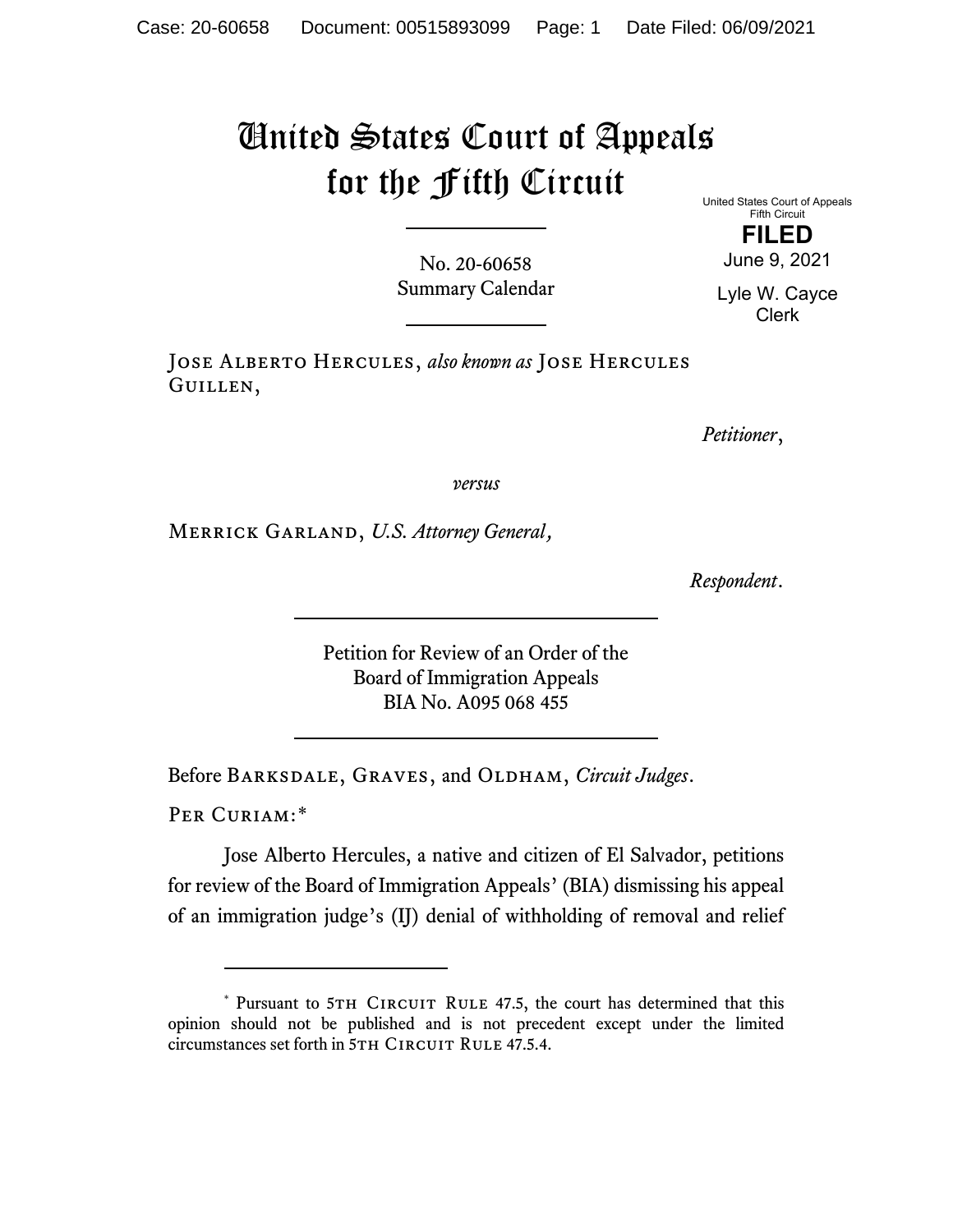# United States Court of Appeals for the Fifth Circuit

United States Court of Appeals
Fifth Circuit

**FILED**

June 9, 2021

Lyle W. Cayce
Clerk

No. 20-60658
Summary Calendar

---

Jose Alberto Hercules, *also known as* Jose Hercules Guillen,

*Petitioner*,

*versus*

Merrick Garland, *U.S. Attorney General*,

*Respondent*.

---

Petition for Review of an Order of the
Board of Immigration Appeals
BIA No. A095 068 455

---

Before Barksdale, Graves, and Oldham, *Circuit Judges*.

Per Curiam:*

Jose Alberto Hercules, a native and citizen of El Salvador, petitions for review of the Board of Immigration Appeals' (BIA) dismissing his appeal of an immigration judge's (IJ) denial of withholding of removal and relief

---

\* Pursuant to 5th Circuit Rule 47.5, the court has determined that this opinion should not be published and is not precedent except under the limited circumstances set forth in 5th Circuit Rule 47.5.4.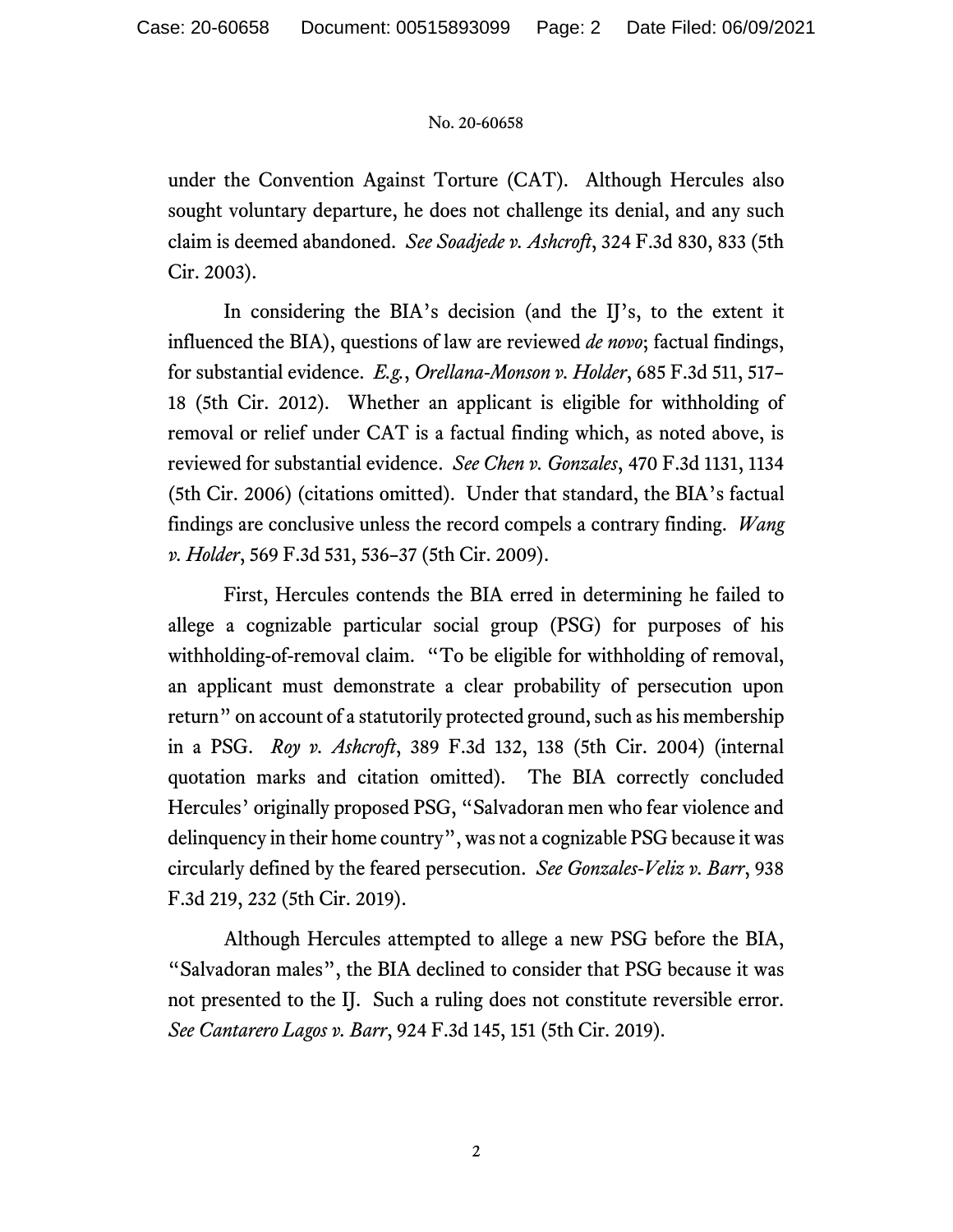under the Convention Against Torture (CAT). Although Hercules also sought voluntary departure, he does not challenge its denial, and any such claim is deemed abandoned. *See Soadjede v. Ashcroft*, 324 F.3d 830, 833 (5th Cir. 2003).

In considering the BIA's decision (and the IJ's, to the extent it influenced the BIA), questions of law are reviewed *de novo*; factual findings, for substantial evidence. *E.g.*, *Orellana-Monson v. Holder*, 685 F.3d 511, 517–18 (5th Cir. 2012). Whether an applicant is eligible for withholding of removal or relief under CAT is a factual finding which, as noted above, is reviewed for substantial evidence. *See Chen v. Gonzales*, 470 F.3d 1131, 1134 (5th Cir. 2006) (citations omitted). Under that standard, the BIA's factual findings are conclusive unless the record compels a contrary finding. *Wang v. Holder*, 569 F.3d 531, 536–37 (5th Cir. 2009).

First, Hercules contends the BIA erred in determining he failed to allege a cognizable particular social group (PSG) for purposes of his withholding-of-removal claim. "To be eligible for withholding of removal, an applicant must demonstrate a clear probability of persecution upon return" on account of a statutorily protected ground, such as his membership in a PSG. *Roy v. Ashcroft*, 389 F.3d 132, 138 (5th Cir. 2004) (internal quotation marks and citation omitted). The BIA correctly concluded Hercules' originally proposed PSG, "Salvadoran men who fear violence and delinquency in their home country", was not a cognizable PSG because it was circularly defined by the feared persecution. *See Gonzales-Veliz v. Barr*, 938 F.3d 219, 232 (5th Cir. 2019).

Although Hercules attempted to allege a new PSG before the BIA, "Salvadoran males", the BIA declined to consider that PSG because it was not presented to the IJ. Such a ruling does not constitute reversible error. *See Cantarero Lagos v. Barr*, 924 F.3d 145, 151 (5th Cir. 2019).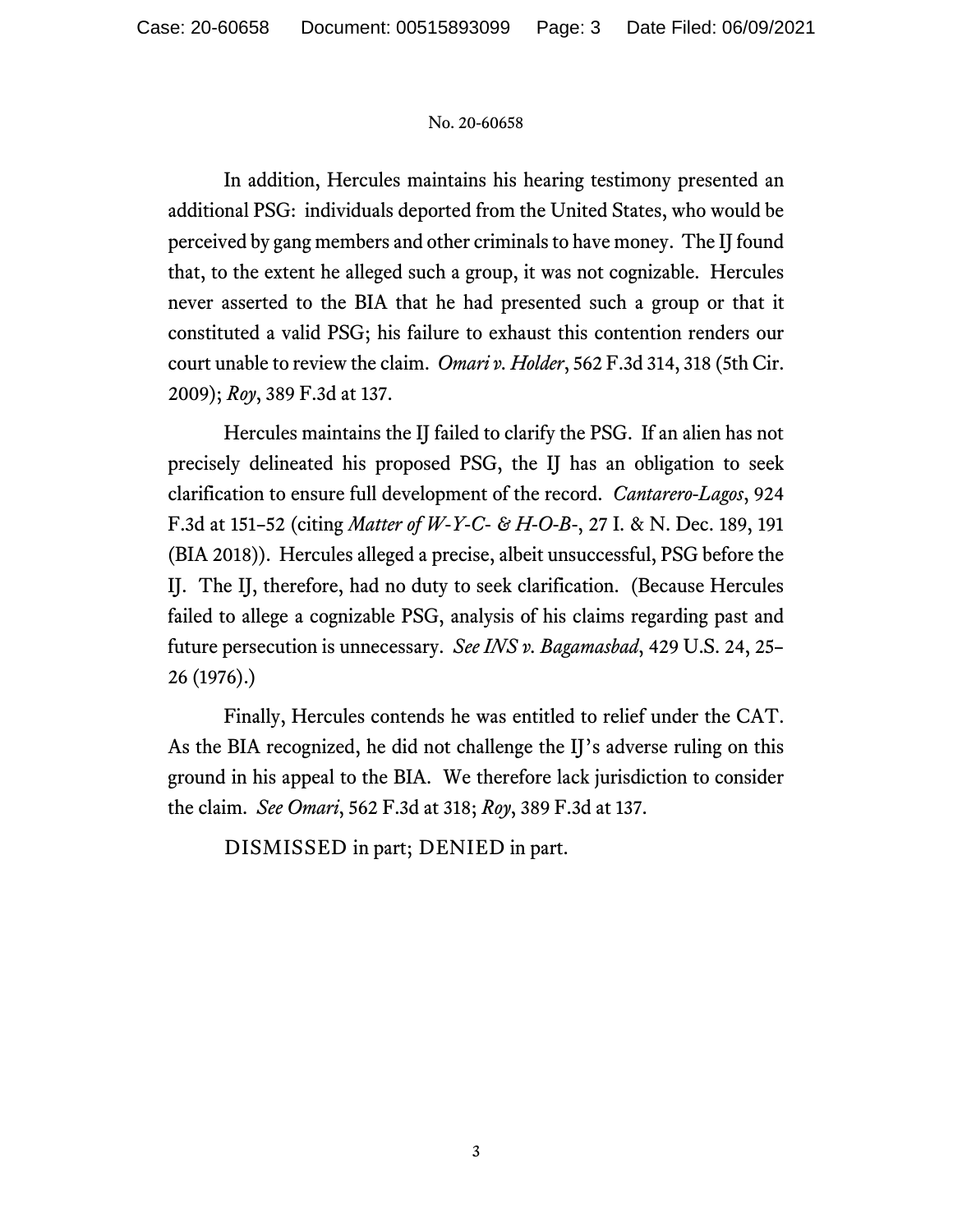In addition, Hercules maintains his hearing testimony presented an additional PSG: individuals deported from the United States, who would be perceived by gang members and other criminals to have money. The IJ found that, to the extent he alleged such a group, it was not cognizable. Hercules never asserted to the BIA that he had presented such a group or that it constituted a valid PSG; his failure to exhaust this contention renders our court unable to review the claim. *Omari v. Holder*, 562 F.3d 314, 318 (5th Cir. 2009); *Roy*, 389 F.3d at 137.

Hercules maintains the IJ failed to clarify the PSG. If an alien has not precisely delineated his proposed PSG, the IJ has an obligation to seek clarification to ensure full development of the record. *Cantarero-Lagos*, 924 F.3d at 151–52 (citing *Matter of W-Y-C- & H-O-B-*, 27 I. & N. Dec. 189, 191 (BIA 2018)). Hercules alleged a precise, albeit unsuccessful, PSG before the IJ. The IJ, therefore, had no duty to seek clarification. (Because Hercules failed to allege a cognizable PSG, analysis of his claims regarding past and future persecution is unnecessary. *See INS v. Bagamasbad*, 429 U.S. 24, 25–26 (1976).)

Finally, Hercules contends he was entitled to relief under the CAT. As the BIA recognized, he did not challenge the IJ's adverse ruling on this ground in his appeal to the BIA. We therefore lack jurisdiction to consider the claim. *See Omari*, 562 F.3d at 318; *Roy*, 389 F.3d at 137.

DISMISSED in part; DENIED in part.